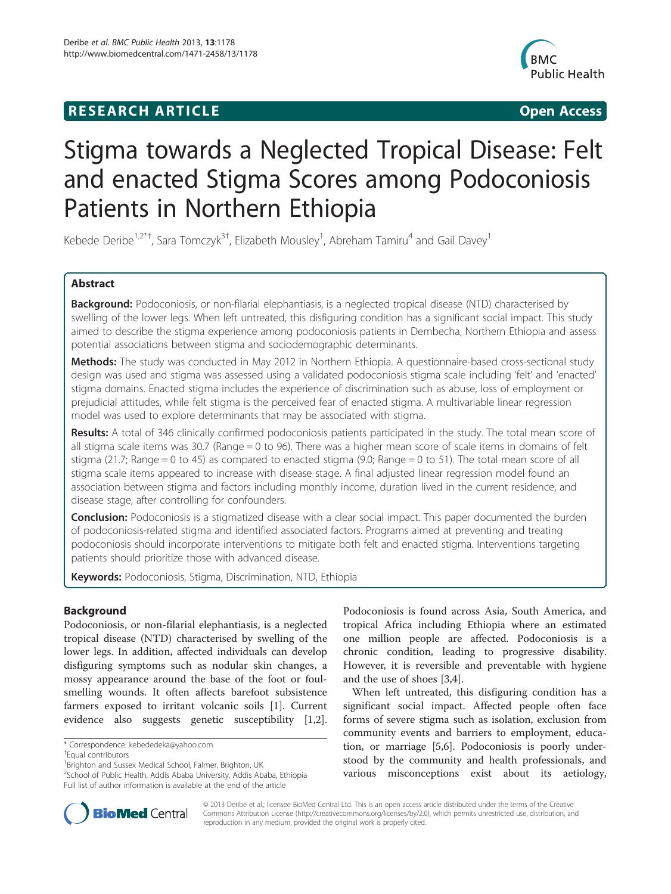RESEARCH ARTICLE Open Access

# Stigma towards a Neglected Tropical Disease: Felt and enacted Stigma Scores among Podoconiosis Patients in Northern Ethiopia

Kebede Deribe[1,2*†], Sara Tomczyk[3†], Elizabeth Mousley[1], Abreham Tamiru[4] and Gail Davey[1]

## Abstract

**Background:** Podoconiosis, or non-filarial elephantiasis, is a neglected tropical disease (NTD) characterised by swelling of the lower legs. When left untreated, this disfiguring condition has a significant social impact. This study aimed to describe the stigma experience among podoconiosis patients in Dembecha, Northern Ethiopia and assess potential associations between stigma and sociodemographic determinants.

**Methods:** The study was conducted in May 2012 in Northern Ethiopia. A questionnaire-based cross-sectional study design was used and stigma was assessed using a validated podoconiosis stigma scale including 'felt' and 'enacted' stigma domains. Enacted stigma includes the experience of discrimination such as abuse, loss of employment or prejudicial attitudes, while felt stigma is the perceived fear of enacted stigma. A multivariable linear regression model was used to explore determinants that may be associated with stigma.

**Results:** A total of 346 clinically confirmed podoconiosis patients participated in the study. The total mean score of all stigma scale items was 30.7 (Range = 0 to 96). There was a higher mean score of scale items in domains of felt stigma (21.7; Range = 0 to 45) as compared to enacted stigma (9.0; Range = 0 to 51). The total mean score of all stigma scale items appeared to increase with disease stage. A final adjusted linear regression model found an association between stigma and factors including monthly income, duration lived in the current residence, and disease stage, after controlling for confounders.

**Conclusion:** Podoconiosis is a stigmatized disease with a clear social impact. This paper documented the burden of podoconiosis-related stigma and identified associated factors. Programs aimed at preventing and treating podoconiosis should incorporate interventions to mitigate both felt and enacted stigma. Interventions targeting patients should prioritize those with advanced disease.

**Keywords:** Podoconiosis, Stigma, Discrimination, NTD, Ethiopia

## Background

Podoconiosis, or non-filarial elephantiasis, is a neglected tropical disease (NTD) characterised by swelling of the lower legs. In addition, affected individuals can develop disfiguring symptoms such as nodular skin changes, a mossy appearance around the base of the foot or foul-smelling wounds. It often affects barefoot subsistence farmers exposed to irritant volcanic soils [1]. Current evidence also suggests genetic susceptibility [1,2]. Podoconiosis is found across Asia, South America, and tropical Africa including Ethiopia where an estimated one million people are affected. Podoconiosis is a chronic condition, leading to progressive disability. However, it is reversible and preventable with hygiene and the use of shoes [3,4].

When left untreated, this disfiguring condition has a significant social impact. Affected people often face forms of severe stigma such as isolation, exclusion from community events and barriers to employment, education, or marriage [5,6]. Podoconiosis is poorly understood by the community and health professionals, and various misconceptions exist about its aetiology,

\* Correspondence: kebededeka@yahoo.com
†Equal contributors
[1]Brighton and Sussex Medical School, Falmer, Brighton, UK
[2]School of Public Health, Addis Ababa University, Addis Ababa, Ethiopia
Full list of author information is available at the end of the article

© 2013 Deribe et al.; licensee BioMed Central Ltd. This is an open access article distributed under the terms of the Creative Commons Attribution License (http://creativecommons.org/licenses/by/2.0), which permits unrestricted use, distribution, and reproduction in any medium, provided the original work is properly cited.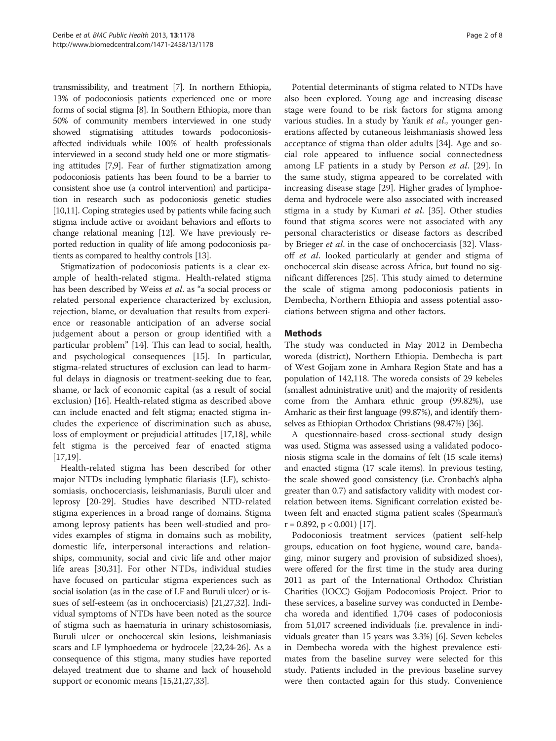transmissibility, and treatment [7]. In northern Ethiopia, 13% of podoconiosis patients experienced one or more forms of social stigma [8]. In Southern Ethiopia, more than 50% of community members interviewed in one study showed stigmatising attitudes towards podoconiosis-affected individuals while 100% of health professionals interviewed in a second study held one or more stigmatising attitudes [7,9]. Fear of further stigmatization among podoconiosis patients has been found to be a barrier to consistent shoe use (a control intervention) and participation in research such as podoconiosis genetic studies [10,11]. Coping strategies used by patients while facing such stigma include active or avoidant behaviors and efforts to change relational meaning [12]. We have previously reported reduction in quality of life among podoconiosis patients as compared to healthy controls [13].

Stigmatization of podoconiosis patients is a clear example of health-related stigma. Health-related stigma has been described by Weiss *et al*. as "a social process or related personal experience characterized by exclusion, rejection, blame, or devaluation that results from experience or reasonable anticipation of an adverse social judgement about a person or group identified with a particular problem" [14]. This can lead to social, health, and psychological consequences [15]. In particular, stigma-related structures of exclusion can lead to harmful delays in diagnosis or treatment-seeking due to fear, shame, or lack of economic capital (as a result of social exclusion) [16]. Health-related stigma as described above can include enacted and felt stigma; enacted stigma includes the experience of discrimination such as abuse, loss of employment or prejudicial attitudes [17,18], while felt stigma is the perceived fear of enacted stigma [17,19].

Health-related stigma has been described for other major NTDs including lymphatic filariasis (LF), schistosomiasis, onchocerciasis, leishmaniasis, Buruli ulcer and leprosy [20-29]. Studies have described NTD-related stigma experiences in a broad range of domains. Stigma among leprosy patients has been well-studied and provides examples of stigma in domains such as mobility, domestic life, interpersonal interactions and relationships, community, social and civic life and other major life areas [30,31]. For other NTDs, individual studies have focused on particular stigma experiences such as social isolation (as in the case of LF and Buruli ulcer) or issues of self-esteem (as in onchocerciasis) [21,27,32]. Individual symptoms of NTDs have been noted as the source of stigma such as haematuria in urinary schistosomiasis, Buruli ulcer or onchocercal skin lesions, leishmaniasis scars and LF lymphoedema or hydrocele [22,24-26]. As a consequence of this stigma, many studies have reported delayed treatment due to shame and lack of household support or economic means [15,21,27,33].

Potential determinants of stigma related to NTDs have also been explored. Young age and increasing disease stage were found to be risk factors for stigma among various studies. In a study by Yanik *et al*., younger generations affected by cutaneous leishmaniasis showed less acceptance of stigma than older adults [34]. Age and social role appeared to influence social connectedness among LF patients in a study by Person *et al*. [29]. In the same study, stigma appeared to be correlated with increasing disease stage [29]. Higher grades of lymphoedema and hydrocele were also associated with increased stigma in a study by Kumari *et al*. [35]. Other studies found that stigma scores were not associated with any personal characteristics or disease factors as described by Brieger *et al*. in the case of onchocerciasis [32]. Vlassoff *et al*. looked particularly at gender and stigma of onchocercal skin disease across Africa, but found no significant differences [25]. This study aimed to determine the scale of stigma among podoconiosis patients in Dembecha, Northern Ethiopia and assess potential associations between stigma and other factors.

## Methods

The study was conducted in May 2012 in Dembecha woreda (district), Northern Ethiopia. Dembecha is part of West Gojjam zone in Amhara Region State and has a population of 142,118. The woreda consists of 29 kebeles (smallest administrative unit) and the majority of residents come from the Amhara ethnic group (99.82%), use Amharic as their first language (99.87%), and identify themselves as Ethiopian Orthodox Christians (98.47%) [36].

A questionnaire-based cross-sectional study design was used. Stigma was assessed using a validated podoconiosis stigma scale in the domains of felt (15 scale items) and enacted stigma (17 scale items). In previous testing, the scale showed good consistency (i.e. Cronbach's alpha greater than 0.7) and satisfactory validity with modest correlation between items. Significant correlation existed between felt and enacted stigma patient scales (Spearman's $r = 0.892$, $p < 0.001$) [17].

Podoconiosis treatment services (patient self-help groups, education on foot hygiene, wound care, bandaging, minor surgery and provision of subsidized shoes), were offered for the first time in the study area during 2011 as part of the International Orthodox Christian Charities (IOCC) Gojjam Podoconiosis Project. Prior to these services, a baseline survey was conducted in Dembecha woreda and identified 1,704 cases of podoconiosis from 51,017 screened individuals (i.e. prevalence in individuals greater than 15 years was 3.3%) [6]. Seven kebeles in Dembecha woreda with the highest prevalence estimates from the baseline survey were selected for this study. Patients included in the previous baseline survey were then contacted again for this study. Convenience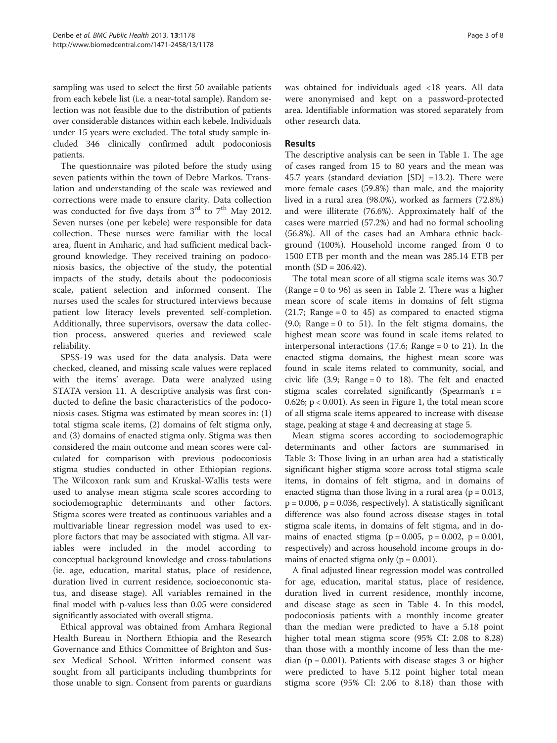sampling was used to select the first 50 available patients from each kebele list (i.e. a near-total sample). Random selection was not feasible due to the distribution of patients over considerable distances within each kebele. Individuals under 15 years were excluded. The total study sample included 346 clinically confirmed adult podoconiosis patients.

The questionnaire was piloted before the study using seven patients within the town of Debre Markos. Translation and understanding of the scale was reviewed and corrections were made to ensure clarity. Data collection was conducted for five days from 3rd to 7th May 2012. Seven nurses (one per kebele) were responsible for data collection. These nurses were familiar with the local area, fluent in Amharic, and had sufficient medical background knowledge. They received training on podoconiosis basics, the objective of the study, the potential impacts of the study, details about the podoconiosis scale, patient selection and informed consent. The nurses used the scales for structured interviews because patient low literacy levels prevented self-completion. Additionally, three supervisors, oversaw the data collection process, answered queries and reviewed scale reliability.

SPSS-19 was used for the data analysis. Data were checked, cleaned, and missing scale values were replaced with the items' average. Data were analyzed using STATA version 11. A descriptive analysis was first conducted to define the basic characteristics of the podoconiosis cases. Stigma was estimated by mean scores in: (1) total stigma scale items, (2) domains of felt stigma only, and (3) domains of enacted stigma only. Stigma was then considered the main outcome and mean scores were calculated for comparison with previous podoconiosis stigma studies conducted in other Ethiopian regions. The Wilcoxon rank sum and Kruskal-Wallis tests were used to analyse mean stigma scale scores according to sociodemographic determinants and other factors. Stigma scores were treated as continuous variables and a multivariable linear regression model was used to explore factors that may be associated with stigma. All variables were included in the model according to conceptual background knowledge and cross-tabulations (ie. age, education, marital status, place of residence, duration lived in current residence, socioeconomic status, and disease stage). All variables remained in the final model with p-values less than 0.05 were considered significantly associated with overall stigma.

Ethical approval was obtained from Amhara Regional Health Bureau in Northern Ethiopia and the Research Governance and Ethics Committee of Brighton and Sussex Medical School. Written informed consent was sought from all participants including thumbprints for those unable to sign. Consent from parents or guardians was obtained for individuals aged <18 years. All data were anonymised and kept on a password-protected area. Identifiable information was stored separately from other research data.

## Results

The descriptive analysis can be seen in Table 1. The age of cases ranged from 15 to 80 years and the mean was 45.7 years (standard deviation [SD] =13.2). There were more female cases (59.8%) than male, and the majority lived in a rural area (98.0%), worked as farmers (72.8%) and were illiterate (76.6%). Approximately half of the cases were married (57.2%) and had no formal schooling (56.8%). All of the cases had an Amhara ethnic background (100%). Household income ranged from 0 to 1500 ETB per month and the mean was 285.14 ETB per month (SD = 206.42).

The total mean score of all stigma scale items was 30.7 (Range = 0 to 96) as seen in Table 2. There was a higher mean score of scale items in domains of felt stigma (21.7; Range = 0 to 45) as compared to enacted stigma (9.0; Range = 0 to 51). In the felt stigma domains, the highest mean score was found in scale items related to interpersonal interactions (17.6; Range = 0 to 21). In the enacted stigma domains, the highest mean score was found in scale items related to community, social, and civic life (3.9; Range = 0 to 18). The felt and enacted stigma scales correlated significantly (Spearman's $r = 0.626$; $p < 0.001$). As seen in Figure 1, the total mean score of all stigma scale items appeared to increase with disease stage, peaking at stage 4 and decreasing at stage 5.

Mean stigma scores according to sociodemographic determinants and other factors are summarised in Table 3: Those living in an urban area had a statistically significant higher stigma score across total stigma scale items, in domains of felt stigma, and in domains of enacted stigma than those living in a rural area ($p = 0.013$, $p = 0.006$, $p = 0.036$, respectively). A statistically significant difference was also found across disease stages in total stigma scale items, in domains of felt stigma, and in domains of enacted stigma ($p = 0.005$, $p = 0.002$, $p = 0.001$, respectively) and across household income groups in domains of enacted stigma only ($p = 0.001$).

A final adjusted linear regression model was controlled for age, education, marital status, place of residence, duration lived in current residence, monthly income, and disease stage as seen in Table 4. In this model, podoconiosis patients with a monthly income greater than the median were predicted to have a 5.18 point higher total mean stigma score (95% CI: 2.08 to 8.28) than those with a monthly income of less than the median ($p = 0.001$). Patients with disease stages 3 or higher were predicted to have 5.12 point higher total mean stigma score (95% CI: 2.06 to 8.18) than those with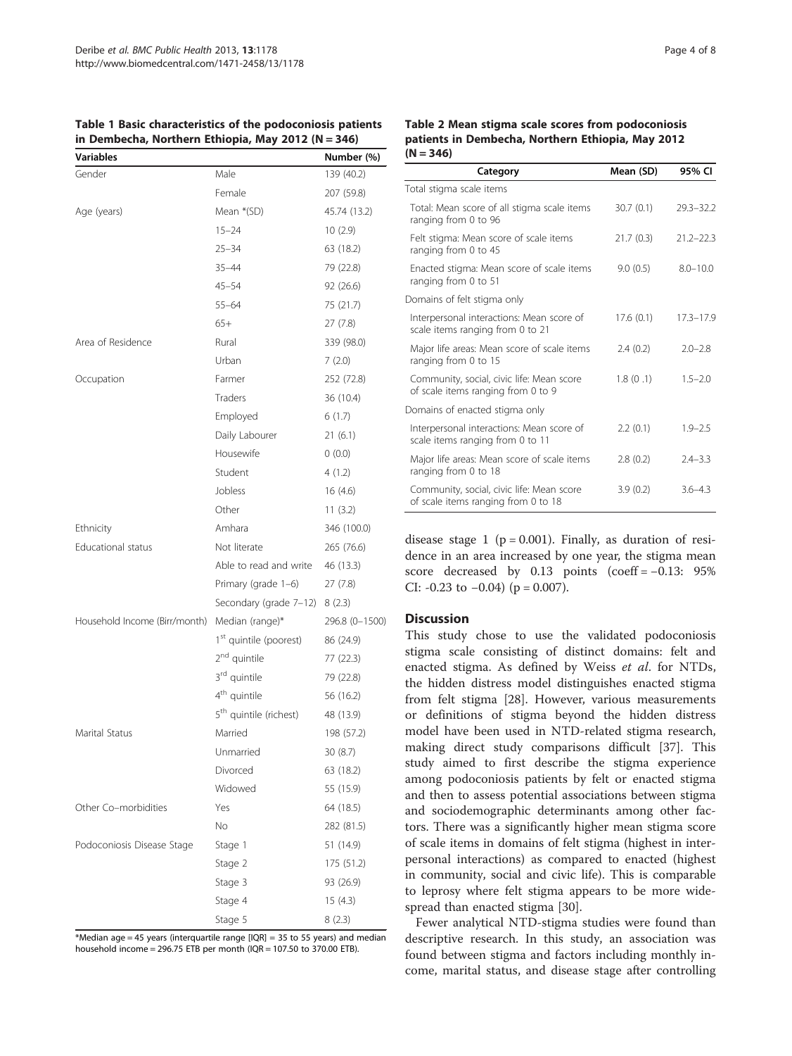**Table 1 Basic characteristics of the podoconiosis patients in Dembecha, Northern Ethiopia, May 2012 (N = 346)**

| Variables | | Number (%) |
|---|---|---|
| Gender | Male | 139 (40.2) |
| | Female | 207 (59.8) |
| Age (years) | Mean *(SD) | 45.74 (13.2) |
| | 15–24 | 10 (2.9) |
| | 25–34 | 63 (18.2) |
| | 35–44 | 79 (22.8) |
| | 45–54 | 92 (26.6) |
| | 55–64 | 75 (21.7) |
| | 65+ | 27 (7.8) |
| Area of Residence | Rural | 339 (98.0) |
| | Urban | 7 (2.0) |
| Occupation | Farmer | 252 (72.8) |
| | Traders | 36 (10.4) |
| | Employed | 6 (1.7) |
| | Daily Labourer | 21 (6.1) |
| | Housewife | 0 (0.0) |
| | Student | 4 (1.2) |
| | Jobless | 16 (4.6) |
| | Other | 11 (3.2) |
| Ethnicity | Amhara | 346 (100.0) |
| Educational status | Not literate | 265 (76.6) |
| | Able to read and write | 46 (13.3) |
| | Primary (grade 1–6) | 27 (7.8) |
| | Secondary (grade 7–12) | 8 (2.3) |
| Household Income (Birr/month) | Median (range)* | 296.8 (0–1500) |
| | 1st quintile (poorest) | 86 (24.9) |
| | 2nd quintile | 77 (22.3) |
| | 3rd quintile | 79 (22.8) |
| | 4th quintile | 56 (16.2) |
| | 5th quintile (richest) | 48 (13.9) |
| Marital Status | Married | 198 (57.2) |
| | Unmarried | 30 (8.7) |
| | Divorced | 63 (18.2) |
| | Widowed | 55 (15.9) |
| Other Co–morbidities | Yes | 64 (18.5) |
| | No | 282 (81.5) |
| Podoconiosis Disease Stage | Stage 1 | 51 (14.9) |
| | Stage 2 | 175 (51.2) |
| | Stage 3 | 93 (26.9) |
| | Stage 4 | 15 (4.3) |
| | Stage 5 | 8 (2.3) |

*Median age = 45 years (interquartile range [IQR] = 35 to 55 years) and median household income = 296.75 ETB per month (IQR = 107.50 to 370.00 ETB).

**Table 2 Mean stigma scale scores from podoconiosis patients in Dembecha, Northern Ethiopia, May 2012 (N = 346)**

| Category | Mean (SD) | 95% CI |
|---|---|---|
| Total stigma scale items | | |
| Total: Mean score of all stigma scale items ranging from 0 to 96 | 30.7 (0.1) | 29.3–32.2 |
| Felt stigma: Mean score of scale items ranging from 0 to 45 | 21.7 (0.3) | 21.2–22.3 |
| Enacted stigma: Mean score of scale items ranging from 0 to 51 | 9.0 (0.5) | 8.0–10.0 |
| Domains of felt stigma only | | |
| Interpersonal interactions: Mean score of scale items ranging from 0 to 21 | 17.6 (0.1) | 17.3–17.9 |
| Major life areas: Mean score of scale items ranging from 0 to 15 | 2.4 (0.2) | 2.0–2.8 |
| Community, social, civic life: Mean score of scale items ranging from 0 to 9 | 1.8 (0 .1) | 1.5–2.0 |
| Domains of enacted stigma only | | |
| Interpersonal interactions: Mean score of scale items ranging from 0 to 11 | 2.2 (0.1) | 1.9–2.5 |
| Major life areas: Mean score of scale items ranging from 0 to 18 | 2.8 (0.2) | 2.4–3.3 |
| Community, social, civic life: Mean score of scale items ranging from 0 to 18 | 3.9 (0.2) | 3.6–4.3 |

disease stage 1 ($p = 0.001$). Finally, as duration of residence in an area increased by one year, the stigma mean score decreased by 0.13 points (coeff = −0.13: 95% CI: -0.23 to −0.04) ($p = 0.007$).

## Discussion

This study chose to use the validated podoconiosis stigma scale consisting of distinct domains: felt and enacted stigma. As defined by Weiss *et al*. for NTDs, the hidden distress model distinguishes enacted stigma from felt stigma [28]. However, various measurements or definitions of stigma beyond the hidden distress model have been used in NTD-related stigma research, making direct study comparisons difficult [37]. This study aimed to first describe the stigma experience among podoconiosis patients by felt or enacted stigma and then to assess potential associations between stigma and sociodemographic determinants among other factors. There was a significantly higher mean stigma score of scale items in domains of felt stigma (highest in interpersonal interactions) as compared to enacted (highest in community, social and civic life). This is comparable to leprosy where felt stigma appears to be more widespread than enacted stigma [30].

Fewer analytical NTD-stigma studies were found than descriptive research. In this study, an association was found between stigma and factors including monthly income, marital status, and disease stage after controlling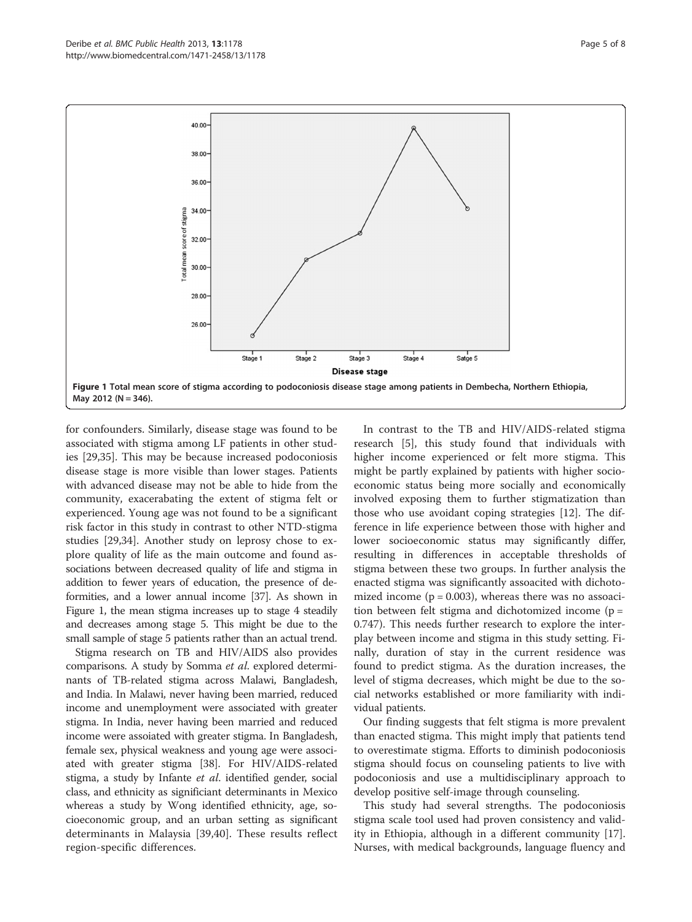Figure 1 Total mean score of stigma according to podoconiosis disease stage among patients in Dembecha, Northern Ethiopia, May 2012 (N = 346).

for confounders. Similarly, disease stage was found to be associated with stigma among LF patients in other studies [29,35]. This may be because increased podoconiosis disease stage is more visible than lower stages. Patients with advanced disease may not be able to hide from the community, exacerbating the extent of stigma felt or experienced. Young age was not found to be a significant risk factor in this study in contrast to other NTD-stigma studies [29,34]. Another study on leprosy chose to explore quality of life as the main outcome and found associations between decreased quality of life and stigma in addition to fewer years of education, the presence of deformities, and a lower annual income [37]. As shown in Figure 1, the mean stigma increases up to stage 4 steadily and decreases among stage 5. This might be due to the small sample of stage 5 patients rather than an actual trend.

Stigma research on TB and HIV/AIDS also provides comparisons. A study by Somma *et al.* explored determinants of TB-related stigma across Malawi, Bangladesh, and India. In Malawi, never having been married, reduced income and unemployment were associated with greater stigma. In India, never having been married and reduced income were assoiated with greater stigma. In Bangladesh, female sex, physical weakness and young age were associated with greater stigma [38]. For HIV/AIDS-related stigma, a study by Infante *et al.* identified gender, social class, and ethnicity as significiant determinants in Mexico whereas a study by Wong identified ethnicity, age, socioeconomic group, and an urban setting as significant determinants in Malaysia [39,40]. These results reflect region-specific differences.

In contrast to the TB and HIV/AIDS-related stigma research [5], this study found that individuals with higher income experienced or felt more stigma. This might be partly explained by patients with higher socioeconomic status being more socially and economically involved exposing them to further stigmatization than those who use avoidant coping strategies [12]. The difference in life experience between those with higher and lower socioeconomic status may significantly differ, resulting in differences in acceptable thresholds of stigma between these two groups. In further analysis the enacted stigma was significantly assoacited with dichotomized income ($p = 0.003$), whereas there was no assoaciation between felt stigma and dichotomized income ($p = 0.747$). This needs further research to explore the interplay between income and stigma in this study setting. Finally, duration of stay in the current residence was found to predict stigma. As the duration increases, the level of stigma decreases, which might be due to the social networks established or more familiarity with individual patients.

Our finding suggests that felt stigma is more prevalent than enacted stigma. This might imply that patients tend to overestimate stigma. Efforts to diminish podoconiosis stigma should focus on counseling patients to live with podoconiosis and use a multidisciplinary approach to develop positive self-image through counseling.

This study had several strengths. The podoconiosis stigma scale tool used had proven consistency and validity in Ethiopia, although in a different community [17]. Nurses, with medical backgrounds, language fluency and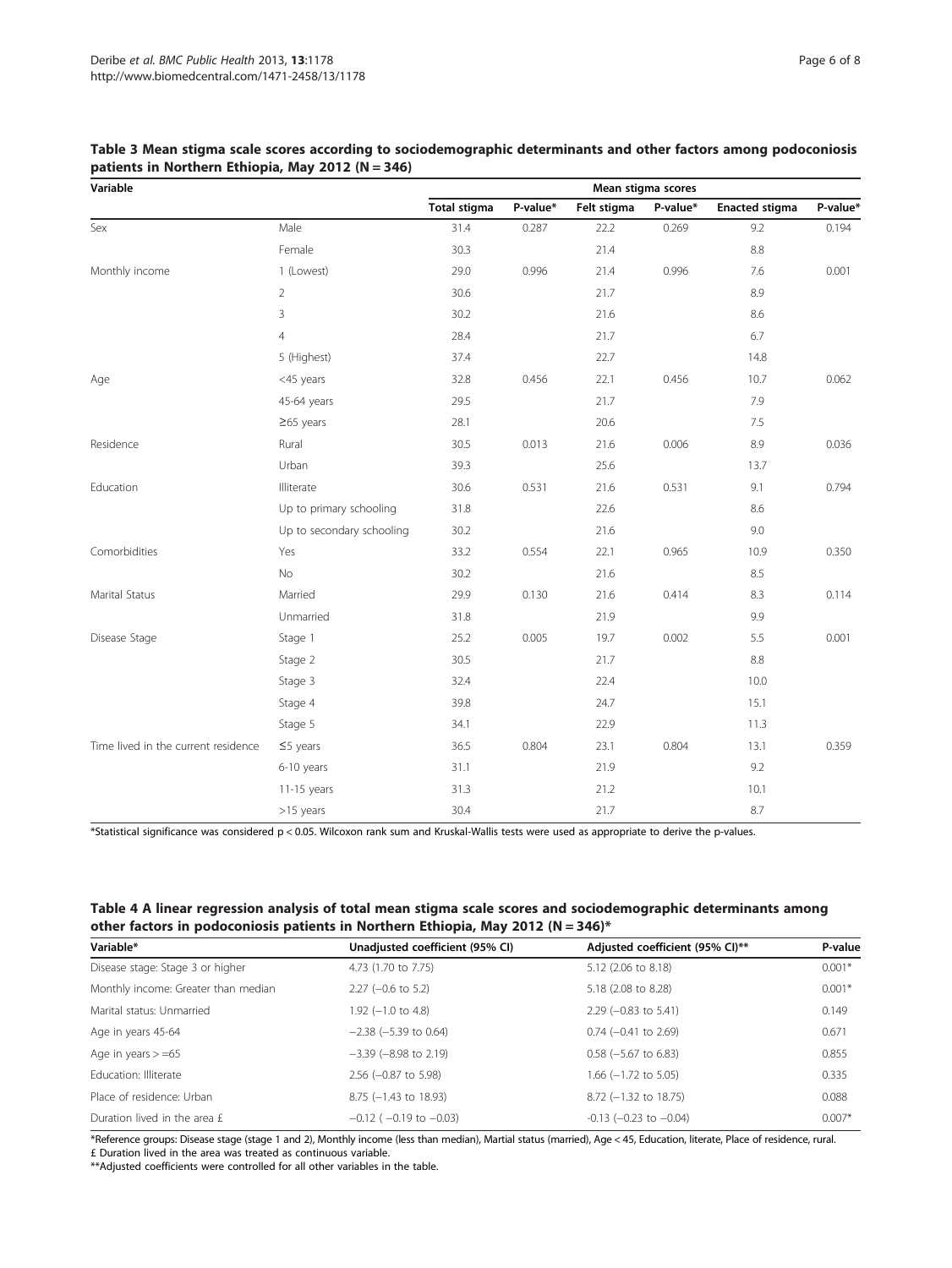**Table 3 Mean stigma scale scores according to sociodemographic determinants and other factors among podoconiosis patients in Northern Ethiopia, May 2012 (N = 346)**

| Variable | | Mean stigma scores | | | | | |
|---|---|---|---|---|---|---|---|
| | | Total stigma | P-value* | Felt stigma | P-value* | Enacted stigma | P-value* |
| Sex | Male | 31.4 | 0.287 | 22.2 | 0.269 | 9.2 | 0.194 |
| | Female | 30.3 | | 21.4 | | 8.8 | |
| Monthly income | 1 (Lowest) | 29.0 | 0.996 | 21.4 | 0.996 | 7.6 | 0.001 |
| | 2 | 30.6 | | 21.7 | | 8.9 | |
| | 3 | 30.2 | | 21.6 | | 8.6 | |
| | 4 | 28.4 | | 21.7 | | 6.7 | |
| | 5 (Highest) | 37.4 | | 22.7 | | 14.8 | |
| Age | <45 years | 32.8 | 0.456 | 22.1 | 0.456 | 10.7 | 0.062 |
| | 45-64 years | 29.5 | | 21.7 | | 7.9 | |
| | ≥65 years | 28.1 | | 20.6 | | 7.5 | |
| Residence | Rural | 30.5 | 0.013 | 21.6 | 0.006 | 8.9 | 0.036 |
| | Urban | 39.3 | | 25.6 | | 13.7 | |
| Education | Illiterate | 30.6 | 0.531 | 21.6 | 0.531 | 9.1 | 0.794 |
| | Up to primary schooling | 31.8 | | 22.6 | | 8.6 | |
| | Up to secondary schooling | 30.2 | | 21.6 | | 9.0 | |
| Comorbidities | Yes | 33.2 | 0.554 | 22.1 | 0.965 | 10.9 | 0.350 |
| | No | 30.2 | | 21.6 | | 8.5 | |
| Marital Status | Married | 29.9 | 0.130 | 21.6 | 0.414 | 8.3 | 0.114 |
| | Unmarried | 31.8 | | 21.9 | | 9.9 | |
| Disease Stage | Stage 1 | 25.2 | 0.005 | 19.7 | 0.002 | 5.5 | 0.001 |
| | Stage 2 | 30.5 | | 21.7 | | 8.8 | |
| | Stage 3 | 32.4 | | 22.4 | | 10.0 | |
| | Stage 4 | 39.8 | | 24.7 | | 15.1 | |
| | Stage 5 | 34.1 | | 22.9 | | 11.3 | |
| Time lived in the current residence | ≤5 years | 36.5 | 0.804 | 23.1 | 0.804 | 13.1 | 0.359 |
| | 6-10 years | 31.1 | | 21.9 | | 9.2 | |
| | 11-15 years | 31.3 | | 21.2 | | 10.1 | |
| | >15 years | 30.4 | | 21.7 | | 8.7 | |

*Statistical significance was considered $p < 0.05$. Wilcoxon rank sum and Kruskal-Wallis tests were used as appropriate to derive the p-values.

**Table 4 A linear regression analysis of total mean stigma scale scores and sociodemographic determinants among other factors in podoconiosis patients in Northern Ethiopia, May 2012 (N = 346)***

| Variable* | Unadjusted coefficient (95% CI) | Adjusted coefficient (95% CI)** | P-value |
|---|---|---|---|
| Disease stage: Stage 3 or higher | 4.73 (1.70 to 7.75) | 5.12 (2.06 to 8.18) | 0.001* |
| Monthly income: Greater than median | 2.27 (−0.6 to 5.2) | 5.18 (2.08 to 8.28) | 0.001* |
| Marital status: Unmarried | 1.92 (−1.0 to 4.8) | 2.29 (−0.83 to 5.41) | 0.149 |
| Age in years 45-64 | −2.38 (−5.39 to 0.64) | 0.74 (−0.41 to 2.69) | 0.671 |
| Age in years > =65 | −3.39 (−8.98 to 2.19) | 0.58 (−5.67 to 6.83) | 0.855 |
| Education: Illiterate | 2.56 (−0.87 to 5.98) | 1.66 (−1.72 to 5.05) | 0.335 |
| Place of residence: Urban | 8.75 (−1.43 to 18.93) | 8.72 (−1.32 to 18.75) | 0.088 |
| Duration lived in the area £ | −0.12 ( −0.19 to −0.03) | -0.13 (−0.23 to −0.04) | 0.007* |

*Reference groups: Disease stage (stage 1 and 2), Monthly income (less than median), Martial status (married), Age < 45, Education, literate, Place of residence, rural.
£ Duration lived in the area was treated as continuous variable.
**Adjusted coefficients were controlled for all other variables in the table.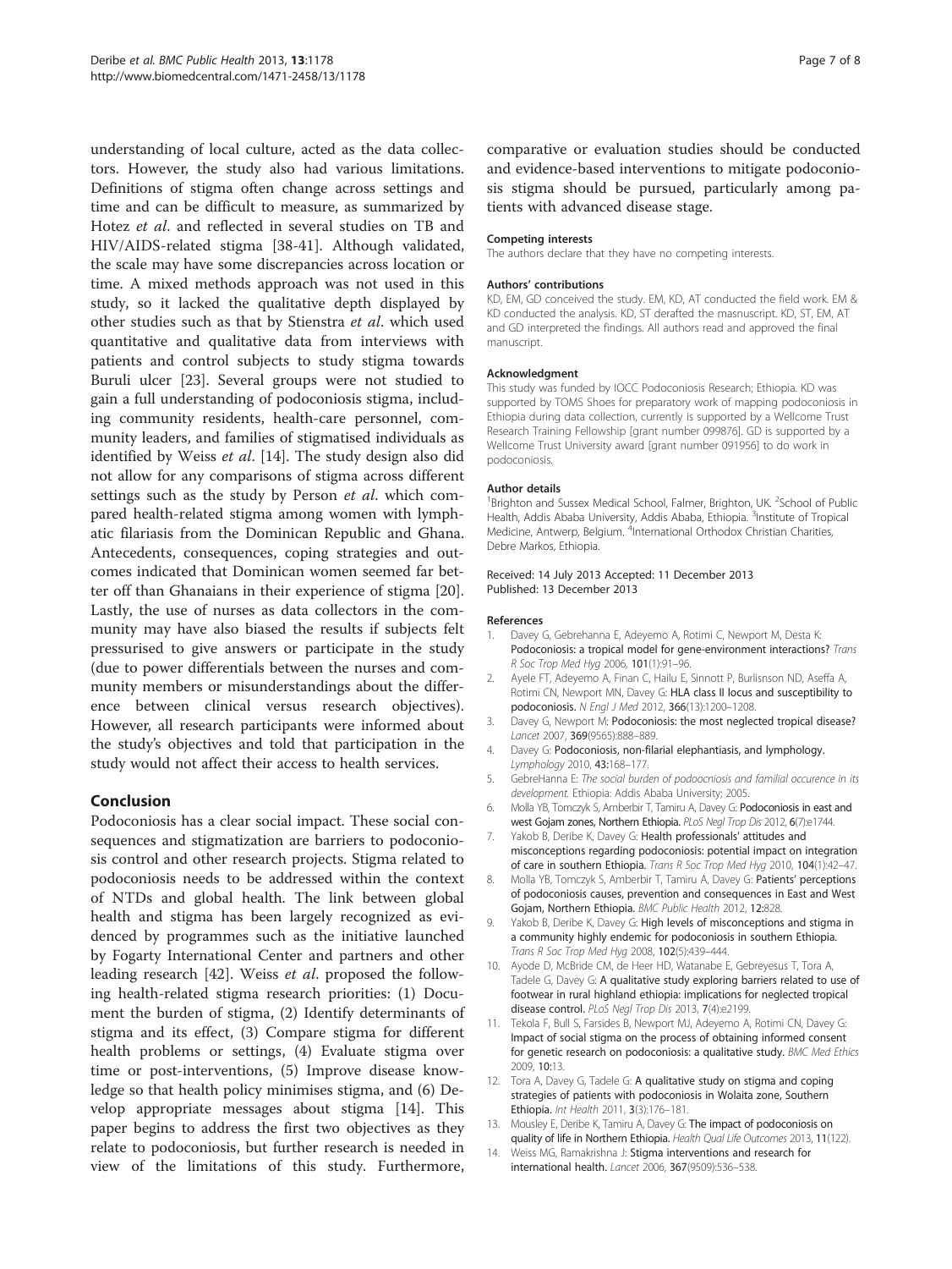understanding of local culture, acted as the data collectors. However, the study also had various limitations. Definitions of stigma often change across settings and time and can be difficult to measure, as summarized by Hotez *et al*. and reflected in several studies on TB and HIV/AIDS-related stigma [38-41]. Although validated, the scale may have some discrepancies across location or time. A mixed methods approach was not used in this study, so it lacked the qualitative depth displayed by other studies such as that by Stienstra *et al*. which used quantitative and qualitative data from interviews with patients and control subjects to study stigma towards Buruli ulcer [23]. Several groups were not studied to gain a full understanding of podoconiosis stigma, including community residents, health-care personnel, community leaders, and families of stigmatised individuals as identified by Weiss *et al*. [14]. The study design also did not allow for any comparisons of stigma across different settings such as the study by Person *et al*. which compared health-related stigma among women with lymphatic filariasis from the Dominican Republic and Ghana. Antecedents, consequences, coping strategies and outcomes indicated that Dominican women seemed far better off than Ghanaians in their experience of stigma [20]. Lastly, the use of nurses as data collectors in the community may have also biased the results if subjects felt pressurised to give answers or participate in the study (due to power differentials between the nurses and community members or misunderstandings about the difference between clinical versus research objectives). However, all research participants were informed about the study's objectives and told that participation in the study would not affect their access to health services.

## Conclusion

Podoconiosis has a clear social impact. These social consequences and stigmatization are barriers to podoconiosis control and other research projects. Stigma related to podoconiosis needs to be addressed within the context of NTDs and global health. The link between global health and stigma has been largely recognized as evidenced by programmes such as the initiative launched by Fogarty International Center and partners and other leading research [42]. Weiss *et al*. proposed the following health-related stigma research priorities: (1) Document the burden of stigma, (2) Identify determinants of stigma and its effect, (3) Compare stigma for different health problems or settings, (4) Evaluate stigma over time or post-interventions, (5) Improve disease knowledge so that health policy minimises stigma, and (6) Develop appropriate messages about stigma [14]. This paper begins to address the first two objectives as they relate to podoconiosis, but further research is needed in view of the limitations of this study. Furthermore, comparative or evaluation studies should be conducted and evidence-based interventions to mitigate podoconiosis stigma should be pursued, particularly among patients with advanced disease stage.

#### Competing interests

The authors declare that they have no competing interests.

#### Authors' contributions

KD, EM, GD conceived the study. EM, KD, AT conducted the field work. EM & KD conducted the analysis. KD, ST derafted the masnuscript. KD, ST, EM, AT and GD interpreted the findings. All authors read and approved the final manuscript.

#### Acknowledgment

This study was funded by IOCC Podoconiosis Research; Ethiopia. KD was supported by TOMS Shoes for preparatory work of mapping podoconiosis in Ethiopia during data collection, currently is supported by a Wellcome Trust Research Training Fellowship [grant number 099876]. GD is supported by a Wellcome Trust University award [grant number 091956] to do work in podoconiosis.

#### Author details

[1]Brighton and Sussex Medical School, Falmer, Brighton, UK. [2]School of Public Health, Addis Ababa University, Addis Ababa, Ethiopia. [3]Institute of Tropical Medicine, Antwerp, Belgium. [4]International Orthodox Christian Charities, Debre Markos, Ethiopia.

Received: 14 July 2013 Accepted: 11 December 2013
Published: 13 December 2013

#### References

1. Davey G, Gebrehanna E, Adeyemo A, Rotimi C, Newport M, Desta K: **Podoconiosis: a tropical model for gene-environment interactions?** *Trans R Soc Trop Med Hyg* 2006, **101**(1):91–96.
2. Ayele FT, Adeyemo A, Finan C, Hailu E, Sinnott P, Burlisnson ND, Aseffa A, Rotimi CN, Newport MN, Davey G: **HLA class II locus and susceptibility to podoconiosis.** *N Engl J Med* 2012, **366**(13):1200–1208.
3. Davey G, Newport M: **Podoconiosis: the most neglected tropical disease?** *Lancet* 2007, **369**(9565):888–889.
4. Davey G: **Podoconiosis, non-filarial elephantiasis, and lymphology.** *Lymphology* 2010, **43**:168–177.
5. GebreHanna E: *The social burden of podoocniosis and familial occurence in its development.* Ethiopia: Addis Ababa University; 2005.
6. Molla YB, Tomczyk S, Amberbir T, Tamiru A, Davey G: **Podoconiosis in east and west Gojam zones, Northern Ethiopia.** *PLoS Negl Trop Dis* 2012, **6**(7):e1744.
7. Yakob B, Deribe K, Davey G: **Health professionals' attitudes and misconceptions regarding podoconiosis: potential impact on integration of care in southern Ethiopia.** *Trans R Soc Trop Med Hyg* 2010, **104**(1):42–47.
8. Molla YB, Tomczyk S, Amberbir T, Tamiru A, Davey G: **Patients' perceptions of podoconiosis causes, prevention and consequences in East and West Gojam, Northern Ethiopia.** *BMC Public Health* 2012, **12**:828.
9. Yakob B, Deribe K, Davey G: **High levels of misconceptions and stigma in a community highly endemic for podoconiosis in southern Ethiopia.** *Trans R Soc Trop Med Hyg* 2008, **102**(5):439–444.
10. Ayode D, McBride CM, de Heer HD, Watanabe E, Gebreyesus T, Tora A, Tadele G, Davey G: **A qualitative study exploring barriers related to use of footwear in rural highland ethiopia: implications for neglected tropical disease control.** *PLoS Negl Trop Dis* 2013, **7**(4):e2199.
11. Tekola F, Bull S, Farsides B, Newport MJ, Adeyemo A, Rotimi CN, Davey G: **Impact of social stigma on the process of obtaining informed consent for genetic research on podoconiosis: a qualitative study.** *BMC Med Ethics* 2009, **10**:13.
12. Tora A, Davey G, Tadele G: **A qualitative study on stigma and coping strategies of patients with podoconiosis in Wolaita zone, Southern Ethiopia.** *Int Health* 2011, **3**(3):176–181.
13. Mousley E, Deribe K, Tamiru A, Davey G: **The impact of podoconiosis on quality of life in Northern Ethiopia.** *Health Qual Life Outcomes* 2013, **11**(122).
14. Weiss MG, Ramakrishna J: **Stigma interventions and research for international health.** *Lancet* 2006, **367**(9509):536–538.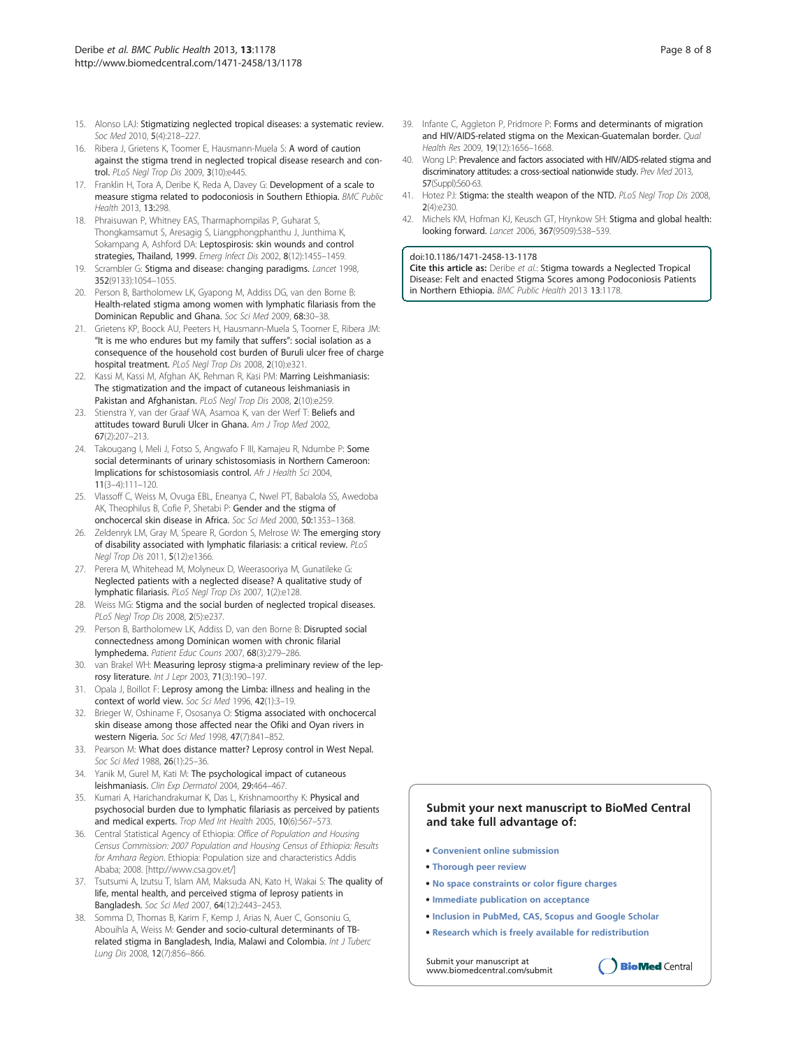15. Alonso LAJ: Stigmatizing neglected tropical diseases: a systematic review. *Soc Med* 2010, 5(4):218–227.
16. Ribera J, Grietens K, Toomer E, Hausmann-Muela S: A word of caution against the stigma trend in neglected tropical disease research and control. *PLoS Negl Trop Dis* 2009, 3(10):e445.
17. Franklin H, Tora A, Deribe K, Reda A, Davey G: Development of a scale to measure stigma related to podoconiosis in Southern Ethiopia. *BMC Public Health* 2013, 13:298.
18. Phraisuwan P, Whitney EAS, Tharmaphornpilas P, Guharat S, Thongkamsamut S, Aresagig S, Liangphongphanthu J, Junthima K, Sokampang A, Ashford DA: Leptospirosis: skin wounds and control strategies, Thailand, 1999. *Emerg Infect Dis* 2002, 8(12):1455–1459.
19. Scrambler G: Stigma and disease: changing paradigms. *Lancet* 1998, 352(9133):1054–1055.
20. Person B, Bartholomew LK, Gyapong M, Addiss DG, van den Borne B: Health-related stigma among women with lymphatic filariasis from the Dominican Republic and Ghana. *Soc Sci Med* 2009, 68:30–38.
21. Grietens KP, Boock AU, Peeters H, Hausmann-Muela S, Toomer E, Ribera JM: "It is me who endures but my family that suffers": social isolation as a consequence of the household cost burden of Buruli ulcer free of charge hospital treatment. *PLoS Negl Trop Dis* 2008, 2(10):e321.
22. Kassi M, Kassi M, Afghan AK, Rehman R, Kasi PM: Marring Leishmaniasis: The stigmatization and the impact of cutaneous leishmaniasis in Pakistan and Afghanistan. *PLoS Negl Trop Dis* 2008, 2(10):e259.
23. Stienstra Y, van der Graaf WA, Asamoa K, van der Werf T: Beliefs and attitudes toward Buruli Ulcer in Ghana. *Am J Trop Med* 2002, 67(2):207–213.
24. Takougang I, Meli J, Fotso S, Angwafo F III, Kamajeu R, Ndumbe P: Some social determinants of urinary schistosomiasis in Northern Cameroon: Implications for schistosomiasis control. *Afr J Health Sci* 2004, 11(3–4):111–120.
25. Vlassoff C, Weiss M, Ovuga EBL, Eneanya C, Nwel PT, Babalola SS, Awedoba AK, Theophilus B, Cofie P, Shetabi P: Gender and the stigma of onchocercal skin disease in Africa. *Soc Sci Med* 2000, 50:1353–1368.
26. Zeldenryk LM, Gray M, Speare R, Gordon S, Melrose W: The emerging story of disability associated with lymphatic filariasis: a critical review. *PLoS Negl Trop Dis* 2011, 5(12):e1366.
27. Perera M, Whitehead M, Molyneux D, Weerasooriya M, Gunatileke G: Neglected patients with a neglected disease? A qualitative study of lymphatic filariasis. *PLoS Negl Trop Dis* 2007, 1(2):e128.
28. Weiss MG: Stigma and the social burden of neglected tropical diseases. *PLoS Negl Trop Dis* 2008, 2(5):e237.
29. Person B, Bartholomew LK, Addiss D, van den Borne B: Disrupted social connectedness among Dominican women with chronic filarial lymphedema. *Patient Educ Couns* 2007, 68(3):279–286.
30. van Brakel WH: Measuring leprosy stigma-a preliminary review of the leprosy literature. *Int J Lepr* 2003, 71(3):190–197.
31. Opala J, Boillot F: Leprosy among the Limba: illness and healing in the context of world view. *Soc Sci Med* 1996, 42(1):3–19.
32. Brieger W, Oshiname F, Ososanya O: Stigma associated with onchocercal skin disease among those affected near the Ofiki and Oyan rivers in western Nigeria. *Soc Sci Med* 1998, 47(7):841–852.
33. Pearson M: What does distance matter? Leprosy control in West Nepal. *Soc Sci Med* 1988, 26(1):25–36.
34. Yanik M, Gurel M, Kati M: The psychological impact of cutaneous leishmaniasis. *Clin Exp Dermatol* 2004, 29:464–467.
35. Kumari A, Harichandrakumar K, Das L, Krishnamoorthy K: Physical and psychosocial burden due to lymphatic filariasis as perceived by patients and medical experts. *Trop Med Int Health* 2005, 10(6):567–573.
36. Central Statistical Agency of Ethiopia: *Office of Population and Housing Census Commission: 2007 Population and Housing Census of Ethiopia: Results for Amhara Region*. Ethiopia: Population size and characteristics Addis Ababa; 2008. [http://www.csa.gov.et/]
37. Tsutsumi A, Izutsu T, Islam AM, Maksuda AN, Kato H, Wakai S: The quality of life, mental health, and perceived stigma of leprosy patients in Bangladesh. *Soc Sci Med* 2007, 64(12):2443–2453.
38. Somma D, Thomas B, Karim F, Kemp J, Arias N, Auer C, Gonsoniu G, Abouihla A, Weiss M: Gender and socio-cultural determinants of TB-related stigma in Bangladesh, India, Malawi and Colombia. *Int J Tuberc Lung Dis* 2008, 12(7):856–866.
39. Infante C, Aggleton P, Pridmore P: Forms and determinants of migration and HIV/AIDS-related stigma on the Mexican-Guatemalan border. *Qual Health Res* 2009, 19(12):1656–1668.
40. Wong LP: Prevalence and factors associated with HIV/AIDS-related stigma and discriminatory attitudes: a cross-sectioal nationwide study. *Prev Med* 2013, 57(Suppl):S60-63.
41. Hotez PJ: Stigma: the stealth weapon of the NTD. *PLoS Negl Trop Dis* 2008, 2(4):e230.
42. Michels KM, Hofman KJ, Keusch GT, Hrynkow SH: Stigma and global health: looking forward. *Lancet* 2006, 367(9509):538–539.

doi:10.1186/1471-2458-13-1178

**Cite this article as:** Deribe *et al.*: Stigma towards a Neglected Tropical Disease: Felt and enacted Stigma Scores among Podoconiosis Patients in Northern Ethiopia. *BMC Public Health* 2013 13:1178.

**Submit your next manuscript to BioMed Central and take full advantage of:**

- Convenient online submission
- Thorough peer review
- No space constraints or color figure charges
- Immediate publication on acceptance
- Inclusion in PubMed, CAS, Scopus and Google Scholar
- Research which is freely available for redistribution

Submit your manuscript at www.biomedcentral.com/submit

BioMed Central